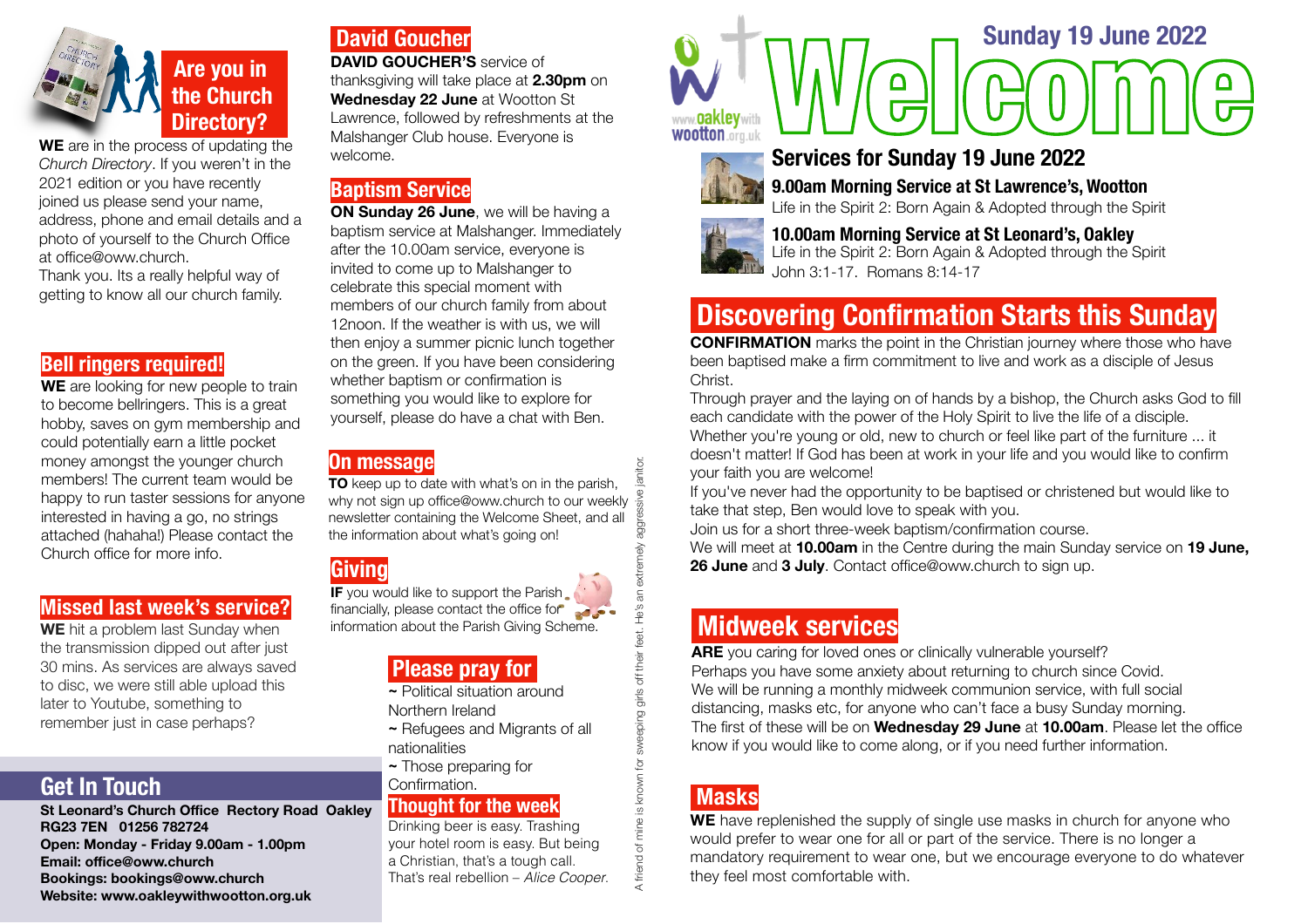# Welcome

## Sunday 19 June 2022

www.oakleywithwootton.org.uk

## Services for Sunday 19 June 2022

**9.00am Morning Service at St Lawrence's, Wootton**
Life in the Spirit 2: Born Again & Adopted through the Spirit

**10.00am Morning Service at St Leonard's, Oakley**
Life in the Spirit 2: Born Again & Adopted through the Spirit
John 3:1-17. Romans 8:14-17

## Discovering Confirmation Starts this Sunday

**CONFIRMATION** marks the point in the Christian journey where those who have been baptised make a firm commitment to live and work as a disciple of Jesus Christ.

Through prayer and the laying on of hands by a bishop, the Church asks God to fill each candidate with the power of the Holy Spirit to live the life of a disciple. Whether you're young or old, new to church or feel like part of the furniture ... it doesn't matter! If God has been at work in your life and you would like to confirm your faith you are welcome!

If you've never had the opportunity to be baptised or christened but would like to take that step, Ben would love to speak with you.

Join us for a short three-week baptism/confirmation course.

We will meet at **10.00am** in the Centre during the main Sunday service on **19 June, 26 June** and **3 July**. Contact office@oww.church to sign up.

## Midweek services

**ARE** you caring for loved ones or clinically vulnerable yourself?

Perhaps you have some anxiety about returning to church since Covid.

We will be running a monthly midweek communion service, with full social distancing, masks etc, for anyone who can't face a busy Sunday morning.

The first of these will be on **Wednesday 29 June** at **10.00am**. Please let the office know if you would like to come along, or if you need further information.

## Masks

**WE** have replenished the supply of single use masks in church for anyone who would prefer to wear one for all or part of the service. There is no longer a mandatory requirement to wear one, but we encourage everyone to do whatever they feel most comfortable with.

## Are you in the Church Directory?

**WE** are in the process of updating the *Church Directory*. If you weren't in the 2021 edition or you have recently joined us please send your name, address, phone and email details and a photo of yourself to the Church Office at office@oww.church.

Thank you. Its a really helpful way of getting to know all our church family.

## Bell ringers required!

**WE** are looking for new people to train to become bellringers. This is a great hobby, saves on gym membership and could potentially earn a little pocket money amongst the younger church members! The current team would be happy to run taster sessions for anyone interested in having a go, no strings attached (hahaha!) Please contact the Church office for more info.

## Missed last week's service?

**WE** hit a problem last Sunday when the transmission dipped out after just 30 mins. As services are always saved to disc, we were still able upload this later to Youtube, something to remember just in case perhaps?

## Get In Touch

**St Leonard's Church Office Rectory Road Oakley RG23 7EN 01256 782724**
**Open: Monday - Friday 9.00am - 1.00pm**
**Email: office@oww.church**
**Bookings: bookings@oww.church**
**Website: www.oakleywithwootton.org.uk**

## David Goucher

**DAVID GOUCHER'S** service of thanksgiving will take place at **2.30pm** on **Wednesday 22 June** at Wootton St Lawrence, followed by refreshments at the Malshanger Club house. Everyone is welcome.

## Baptism Service

**ON Sunday 26 June**, we will be having a baptism service at Malshanger. Immediately after the 10.00am service, everyone is invited to come up to Malshanger to celebrate this special moment with members of our church family from about 12noon. If the weather is with us, we will then enjoy a summer picnic lunch together on the green. If you have been considering whether baptism or confirmation is something you would like to explore for yourself, please do have a chat with Ben.

## On message

**TO** keep up to date with what's on in the parish, why not sign up office@oww.church to our weekly newsletter containing the Welcome Sheet, and all the information about what's going on!

## Giving

**IF** you would like to support the Parish financially, please contact the office for information about the Parish Giving Scheme.

## Please pray for

- ~ Political situation around Northern Ireland
- ~ Refugees and Migrants of all nationalities
- ~ Those preparing for Confirmation.

## Thought for the week

Drinking beer is easy. Trashing your hotel room is easy. But being a Christian, that's a tough call. That's real rebellion – *Alice Cooper.*

A friend of mine is known for sweeping girls off their feet. He's an extremely aggressive janitor.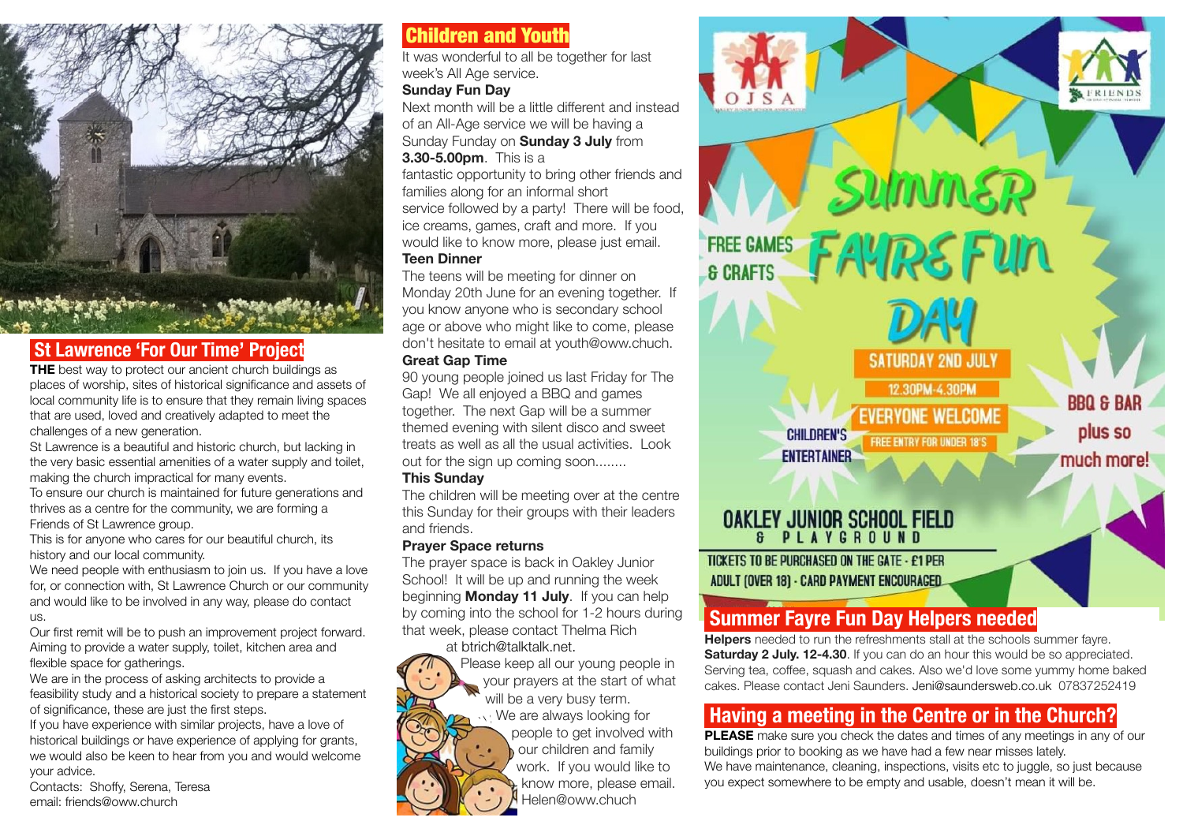## St Lawrence 'For Our Time' Project

**THE** best way to protect our ancient church buildings as places of worship, sites of historical significance and assets of local community life is to ensure that they remain living spaces that are used, loved and creatively adapted to meet the challenges of a new generation.

St Lawrence is a beautiful and historic church, but lacking in the very basic essential amenities of a water supply and toilet, making the church impractical for many events.

To ensure our church is maintained for future generations and thrives as a centre for the community, we are forming a Friends of St Lawrence group.

This is for anyone who cares for our beautiful church, its history and our local community.

We need people with enthusiasm to join us. If you have a love for, or connection with, St Lawrence Church or our community and would like to be involved in any way, please do contact us.

Our first remit will be to push an improvement project forward. Aiming to provide a water supply, toilet, kitchen area and flexible space for gatherings.

We are in the process of asking architects to provide a feasibility study and a historical society to prepare a statement of significance, these are just the first steps.

If you have experience with similar projects, have a love of historical buildings or have experience of applying for grants, we would also be keen to hear from you and would welcome your advice.

Contacts: Shoffy, Serena, Teresa
email: friends@oww.church

## Children and Youth

It was wonderful to all be together for last week's All Age service.

**Sunday Fun Day**

Next month will be a little different and instead of an All-Age service we will be having a Sunday Funday on **Sunday 3 July** from **3.30-5.00pm**. This is a fantastic opportunity to bring other friends and families along for an informal short service followed by a party! There will be food, ice creams, games, craft and more. If you would like to know more, please just email.

**Teen Dinner**

The teens will be meeting for dinner on Monday 20th June for an evening together. If you know anyone who is secondary school age or above who might like to come, please don't hesitate to email at youth@oww.chuch.

**Great Gap Time**

90 young people joined us last Friday for The Gap! We all enjoyed a BBQ and games together. The next Gap will be a summer themed evening with silent disco and sweet treats as well as all the usual activities. Look out for the sign up coming soon........

**This Sunday**

The children will be meeting over at the centre this Sunday for their groups with their leaders and friends.

**Prayer Space returns**

The prayer space is back in Oakley Junior School! It will be up and running the week beginning **Monday 11 July**. If you can help by coming into the school for 1-2 hours during that week, please contact Thelma Rich at btrich@talktalk.net.

Please keep all our young people in your prayers at the start of what will be a very busy term.

We are always looking for people to get involved with our children and family work. If you would like to know more, please email. Helen@oww.chuch

## Summer Fayre Fun Day

FREE GAMES & CRAFTS

SATURDAY 2ND JULY
12.30PM-4.30PM
EVERYONE WELCOME
FREE ENTRY FOR UNDER 18'S

CHILDREN'S ENTERTAINER

BBQ & BAR plus so much more!

OAKLEY JUNIOR SCHOOL FIELD & PLAYGROUND

TICKETS TO BE PURCHASED ON THE GATE - £1 PER ADULT (OVER 18) - CARD PAYMENT ENCOURAGED

## Summer Fayre Fun Day Helpers needed

**Helpers** needed to run the refreshments stall at the schools summer fayre. **Saturday 2 July. 12-4.30**. If you can do an hour this would be so appreciated. Serving tea, coffee, squash and cakes. Also we'd love some yummy home baked cakes. Please contact Jeni Saunders. Jeni@saundersweb.co.uk 07837252419

## Having a meeting in the Centre or in the Church?

**PLEASE** make sure you check the dates and times of any meetings in any of our buildings prior to booking as we have had a few near misses lately.

We have maintenance, cleaning, inspections, visits etc to juggle, so just because you expect somewhere to be empty and usable, doesn't mean it will be.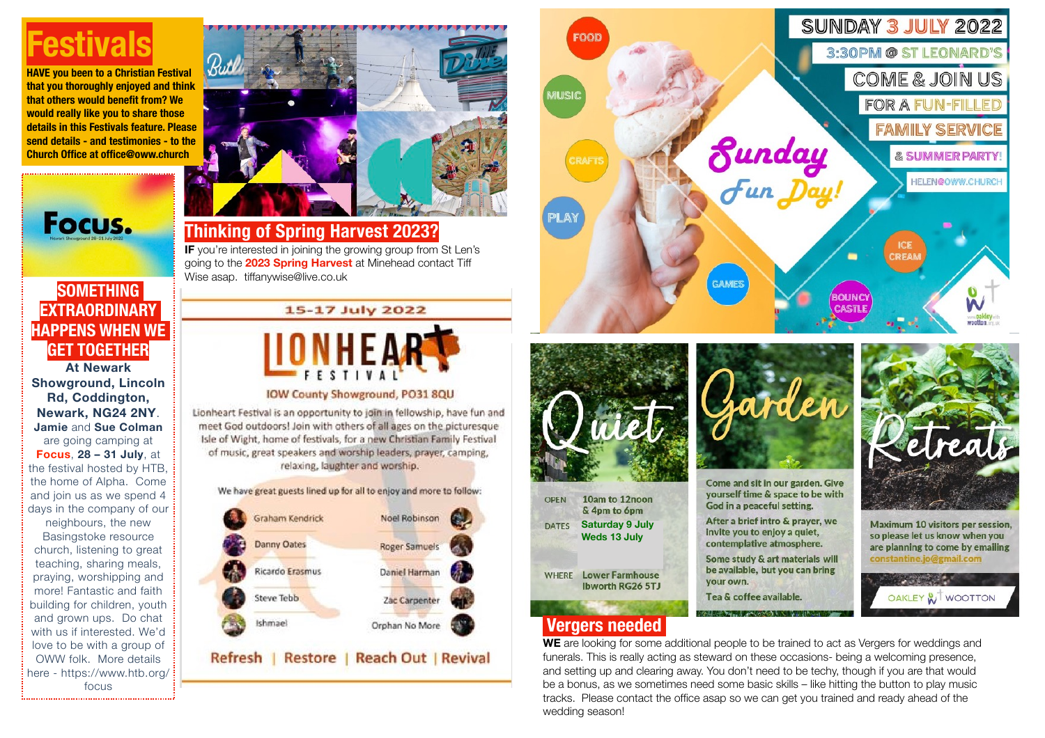# Festivals

**HAVE you been to a Christian Festival that you thoroughly enjoyed and think that others would benefit from? We would really like you to share those details in this Festivals feature. Please send details - and testimonies - to the Church Office at office@oww.church**

Focus.

Newark Showground 28 - 31 July 2022

## SOMETHING EXTRAORDINARY HAPPENS WHEN WE GET TOGETHER

**At Newark Showground, Lincoln Rd, Coddington, Newark, NG24 2NY**. **Jamie** and **Sue Colman** are going camping at **Focus**, **28 – 31 July**, at the festival hosted by HTB, the home of Alpha. Come and join us as we spend 4 days in the company of our neighbours, the new Basingstoke resource church, listening to great teaching, sharing meals, praying, worshipping and more! Fantastic and faith building for children, youth and grown ups. Do chat with us if interested. We'd love to be with a group of OWW folk. More details here - https://www.htb.org/focus

## Thinking of Spring Harvest 2023?

**IF** you're interested in joining the growing group from St Len's going to the **2023 Spring Harvest** at Minehead contact Tiff Wise asap. tiffanywise@live.co.uk

15-17 July 2022

LIONHEART FESTIVAL

IOW County Showground, PO31 8QU

Lionheart Festival is an opportunity to join in fellowship, have fun and meet God outdoors! Join with others of all ages on the picturesque Isle of Wight, home of festivals, for a new Christian Family Festival of music, great speakers and worship leaders, prayer, camping, relaxing, laughter and worship.

We have great guests lined up for all to enjoy and more to follow:

- Graham Kendrick
- Noel Robinson
- Danny Oates
- Roger Samuels
- Ricardo Erasmus
- Daniel Harman
- Steve Tebb
- Zac Carpenter
- Ishmael
- Orphan No More

Refresh | Restore | Reach Out | Revival

SUNDAY 3 JULY 2022

3:30PM @ ST LEONARD'S

COME & JOIN US FOR A FUN-FILLED FAMILY SERVICE & SUMMER PARTY!

HELEN@OWW.CHURCH

Sunday Fun Day!

FOOD · MUSIC · CRAFTS · PLAY · GAMES · ICE CREAM · BOUNCY CASTLE

## Quiet Garden Retreats

OPEN: 10am to 12noon & 4pm to 6pm

DATES: Saturday 9 July, Weds 13 July

WHERE: Lower Farmhouse, Ibworth RG26 5TJ

Come and sit in our garden. Give yourself time & space to be with God in a peaceful setting.

After a brief intro & prayer, we invite you to enjoy a quiet, contemplative atmosphere.

Some study & art materials will be available, but you can bring your own.

Tea & coffee available.

Maximum 10 visitors per session, so please let us know when you are planning to come by emailing constantine.jo@gmail.com

OAKLEY WOOTTON

## Vergers needed

**WE** are looking for some additional people to be trained to act as Vergers for weddings and funerals. This is really acting as steward on these occasions- being a welcoming presence, and setting up and clearing away. You don't need to be techy, though if you are that would be a bonus, as we sometimes need some basic skills – like hitting the button to play music tracks. Please contact the office asap so we can get you trained and ready ahead of the wedding season!